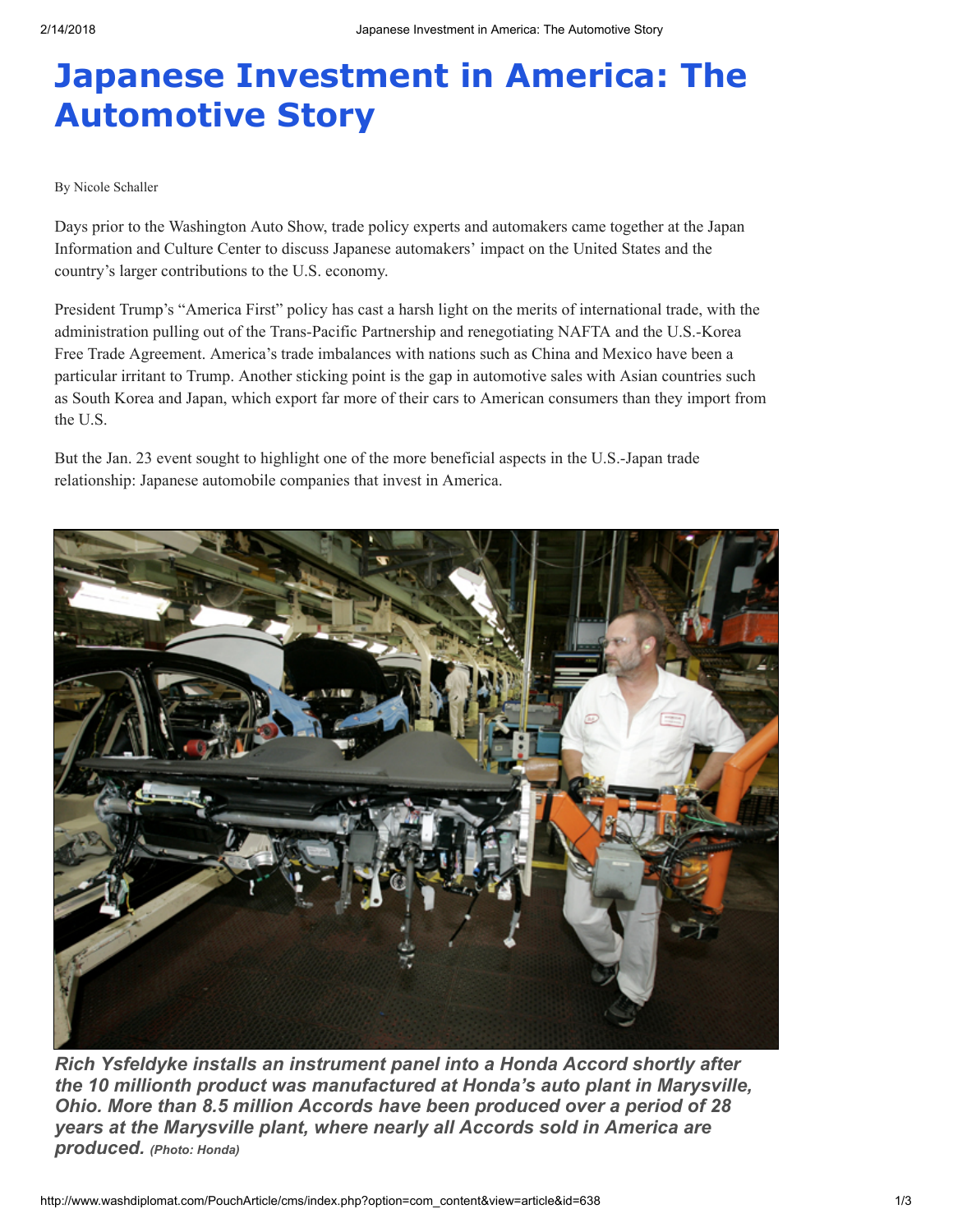# Japanese Investment in America: The Automotive Story

By Nicole Schaller

Days prior to the Washington Auto Show, trade policy experts and automakers came together at the Japan Information and Culture Center to discuss Japanese automakers' impact on the United States and the country's larger contributions to the U.S. economy.

President Trump's "America First" policy has cast a harsh light on the merits of international trade, with the administration pulling out of the Trans-Pacific Partnership and renegotiating NAFTA and the U.S.-Korea Free Trade Agreement. America's trade imbalances with nations such as China and Mexico have been a particular irritant to Trump. Another sticking point is the gap in automotive sales with Asian countries such as South Korea and Japan, which export far more of their cars to American consumers than they import from the U.S.

But the Jan. 23 event sought to highlight one of the more beneficial aspects in the U.S.-Japan trade relationship: Japanese automobile companies that invest in America.

***Rich Ysfeldyke installs an instrument panel into a Honda Accord shortly after the 10 millionth product was manufactured at Honda's auto plant in Marysville, Ohio. More than 8.5 million Accords have been produced over a period of 28 years at the Marysville plant, where nearly all Accords sold in America are produced.*** *(Photo: Honda)*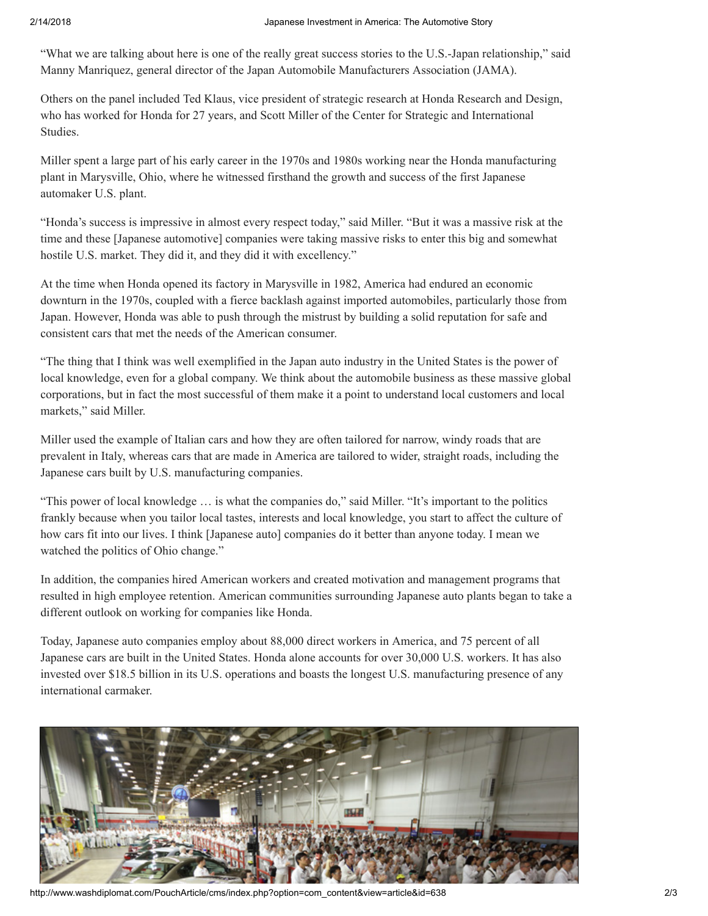"What we are talking about here is one of the really great success stories to the U.S.-Japan relationship," said Manny Manriquez, general director of the Japan Automobile Manufacturers Association (JAMA).

Others on the panel included Ted Klaus, vice president of strategic research at Honda Research and Design, who has worked for Honda for 27 years, and Scott Miller of the Center for Strategic and International Studies.

Miller spent a large part of his early career in the 1970s and 1980s working near the Honda manufacturing plant in Marysville, Ohio, where he witnessed firsthand the growth and success of the first Japanese automaker U.S. plant.

"Honda's success is impressive in almost every respect today," said Miller. "But it was a massive risk at the time and these [Japanese automotive] companies were taking massive risks to enter this big and somewhat hostile U.S. market. They did it, and they did it with excellency."

At the time when Honda opened its factory in Marysville in 1982, America had endured an economic downturn in the 1970s, coupled with a fierce backlash against imported automobiles, particularly those from Japan. However, Honda was able to push through the mistrust by building a solid reputation for safe and consistent cars that met the needs of the American consumer.

"The thing that I think was well exemplified in the Japan auto industry in the United States is the power of local knowledge, even for a global company. We think about the automobile business as these massive global corporations, but in fact the most successful of them make it a point to understand local customers and local markets," said Miller.

Miller used the example of Italian cars and how they are often tailored for narrow, windy roads that are prevalent in Italy, whereas cars that are made in America are tailored to wider, straight roads, including the Japanese cars built by U.S. manufacturing companies.

"This power of local knowledge … is what the companies do," said Miller. "It's important to the politics frankly because when you tailor local tastes, interests and local knowledge, you start to affect the culture of how cars fit into our lives. I think [Japanese auto] companies do it better than anyone today. I mean we watched the politics of Ohio change."

In addition, the companies hired American workers and created motivation and management programs that resulted in high employee retention. American communities surrounding Japanese auto plants began to take a different outlook on working for companies like Honda.

Today, Japanese auto companies employ about 88,000 direct workers in America, and 75 percent of all Japanese cars are built in the United States. Honda alone accounts for over 30,000 U.S. workers. It has also invested over $18.5 billion in its U.S. operations and boasts the longest U.S. manufacturing presence of any international carmaker.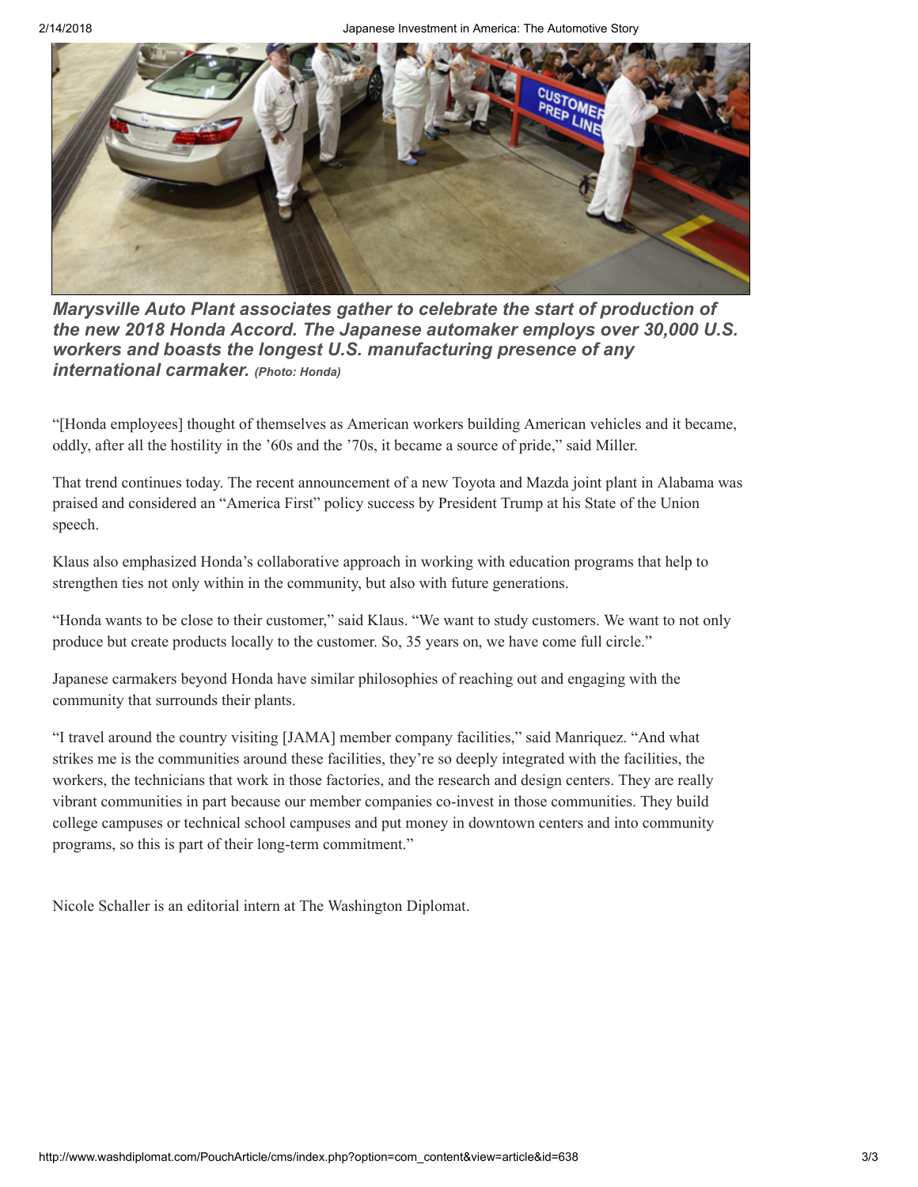***Marysville Auto Plant associates gather to celebrate the start of production of the new 2018 Honda Accord. The Japanese automaker employs over 30,000 U.S. workers and boasts the longest U.S. manufacturing presence of any international carmaker.*** *(Photo: Honda)*

"[Honda employees] thought of themselves as American workers building American vehicles and it became, oddly, after all the hostility in the '60s and the '70s, it became a source of pride," said Miller.

That trend continues today. The recent announcement of a new Toyota and Mazda joint plant in Alabama was praised and considered an "America First" policy success by President Trump at his State of the Union speech.

Klaus also emphasized Honda's collaborative approach in working with education programs that help to strengthen ties not only within in the community, but also with future generations.

"Honda wants to be close to their customer," said Klaus. "We want to study customers. We want to not only produce but create products locally to the customer. So, 35 years on, we have come full circle."

Japanese carmakers beyond Honda have similar philosophies of reaching out and engaging with the community that surrounds their plants.

"I travel around the country visiting [JAMA] member company facilities," said Manriquez. "And what strikes me is the communities around these facilities, they're so deeply integrated with the facilities, the workers, the technicians that work in those factories, and the research and design centers. They are really vibrant communities in part because our member companies co-invest in those communities. They build college campuses or technical school campuses and put money in downtown centers and into community programs, so this is part of their long-term commitment."

Nicole Schaller is an editorial intern at The Washington Diplomat.